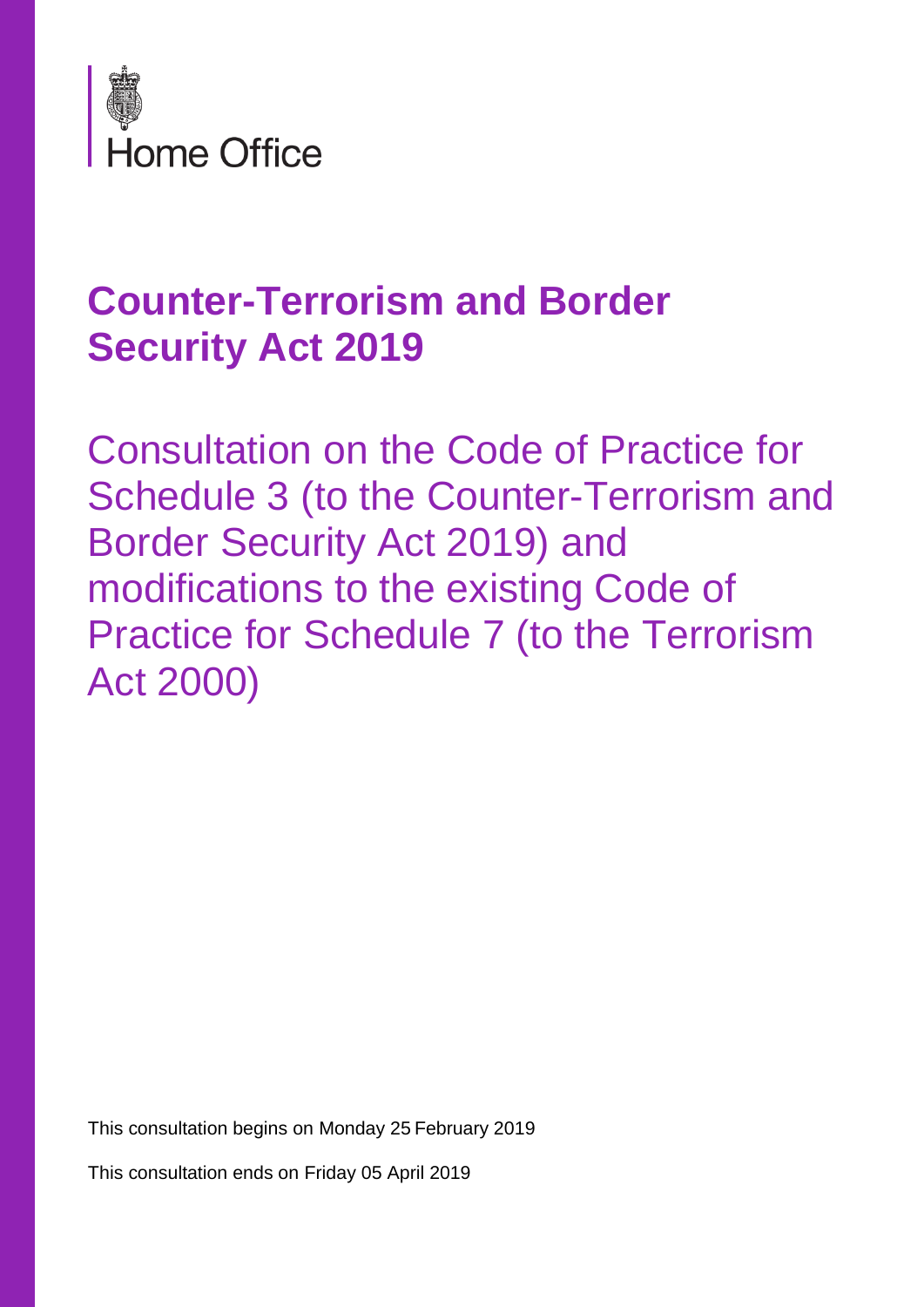Home Office

# Counter-Terrorism and Border Security Act 2019

## Consultation on the Code of Practice for Schedule 3 (to the Counter-Terrorism and Border Security Act 2019) and modifications to the existing Code of Practice for Schedule 7 (to the Terrorism Act 2000)

This consultation begins on Monday 25 February 2019

This consultation ends on Friday 05 April 2019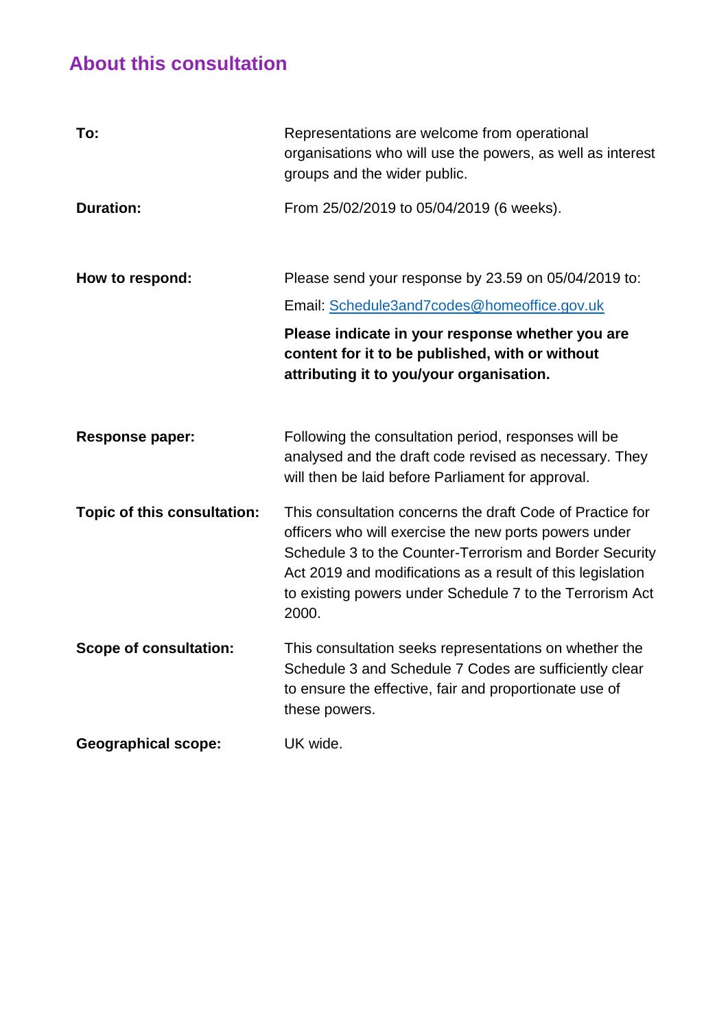## About this consultation

| | |
|---|---|
| **To:** | Representations are welcome from operational organisations who will use the powers, as well as interest groups and the wider public. |
| **Duration:** | From 25/02/2019 to 05/04/2019 (6 weeks). |
| **How to respond:** | Please send your response by 23.59 on 05/04/2019 to:<br>Email: [Schedule3and7codes@homeoffice.gov.uk](mailto:Schedule3and7codes@homeoffice.gov.uk)<br>**Please indicate in your response whether you are content for it to be published, with or without attributing it to you/your organisation.** |
| **Response paper:** | Following the consultation period, responses will be analysed and the draft code revised as necessary. They will then be laid before Parliament for approval. |
| **Topic of this consultation:** | This consultation concerns the draft Code of Practice for officers who will exercise the new ports powers under Schedule 3 to the Counter-Terrorism and Border Security Act 2019 and modifications as a result of this legislation to existing powers under Schedule 7 to the Terrorism Act 2000. |
| **Scope of consultation:** | This consultation seeks representations on whether the Schedule 3 and Schedule 7 Codes are sufficiently clear to ensure the effective, fair and proportionate use of these powers. |
| **Geographical scope:** | UK wide. |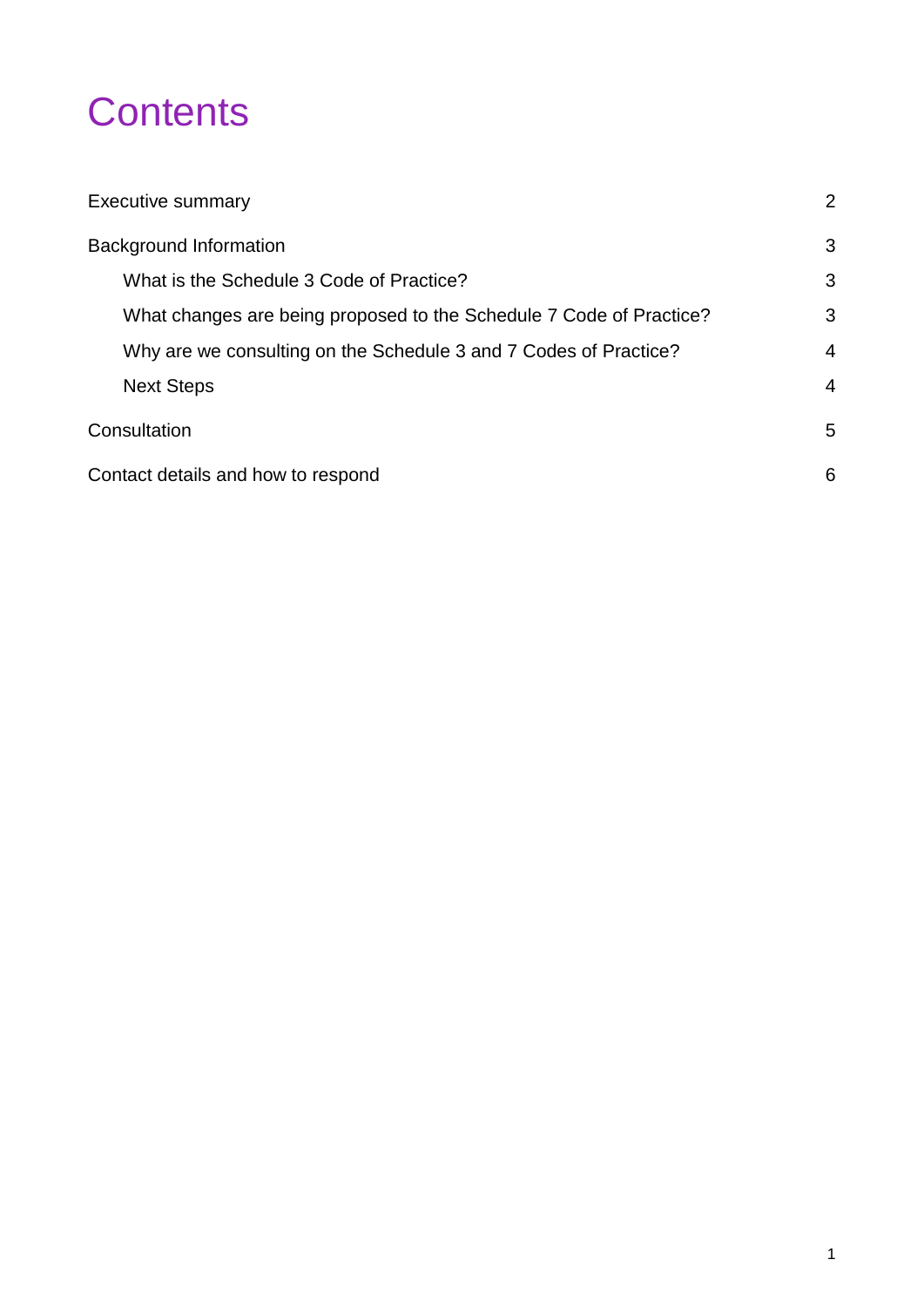# Contents

Executive summary 2

Background Information 3

- What is the Schedule 3 Code of Practice? 3
- What changes are being proposed to the Schedule 7 Code of Practice? 3
- Why are we consulting on the Schedule 3 and 7 Codes of Practice? 4
- Next Steps 4

Consultation 5

Contact details and how to respond 6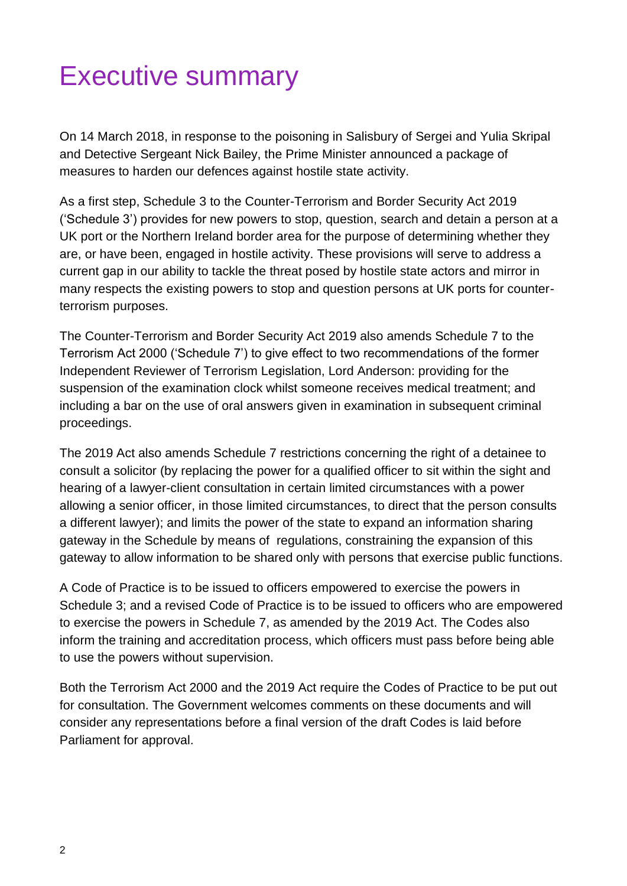# Executive summary

On 14 March 2018, in response to the poisoning in Salisbury of Sergei and Yulia Skripal and Detective Sergeant Nick Bailey, the Prime Minister announced a package of measures to harden our defences against hostile state activity.

As a first step, Schedule 3 to the Counter-Terrorism and Border Security Act 2019 ('Schedule 3') provides for new powers to stop, question, search and detain a person at a UK port or the Northern Ireland border area for the purpose of determining whether they are, or have been, engaged in hostile activity. These provisions will serve to address a current gap in our ability to tackle the threat posed by hostile state actors and mirror in many respects the existing powers to stop and question persons at UK ports for counter-terrorism purposes.

The Counter-Terrorism and Border Security Act 2019 also amends Schedule 7 to the Terrorism Act 2000 ('Schedule 7') to give effect to two recommendations of the former Independent Reviewer of Terrorism Legislation, Lord Anderson: providing for the suspension of the examination clock whilst someone receives medical treatment; and including a bar on the use of oral answers given in examination in subsequent criminal proceedings.

The 2019 Act also amends Schedule 7 restrictions concerning the right of a detainee to consult a solicitor (by replacing the power for a qualified officer to sit within the sight and hearing of a lawyer-client consultation in certain limited circumstances with a power allowing a senior officer, in those limited circumstances, to direct that the person consults a different lawyer); and limits the power of the state to expand an information sharing gateway in the Schedule by means of regulations, constraining the expansion of this gateway to allow information to be shared only with persons that exercise public functions.

A Code of Practice is to be issued to officers empowered to exercise the powers in Schedule 3; and a revised Code of Practice is to be issued to officers who are empowered to exercise the powers in Schedule 7, as amended by the 2019 Act. The Codes also inform the training and accreditation process, which officers must pass before being able to use the powers without supervision.

Both the Terrorism Act 2000 and the 2019 Act require the Codes of Practice to be put out for consultation. The Government welcomes comments on these documents and will consider any representations before a final version of the draft Codes is laid before Parliament for approval.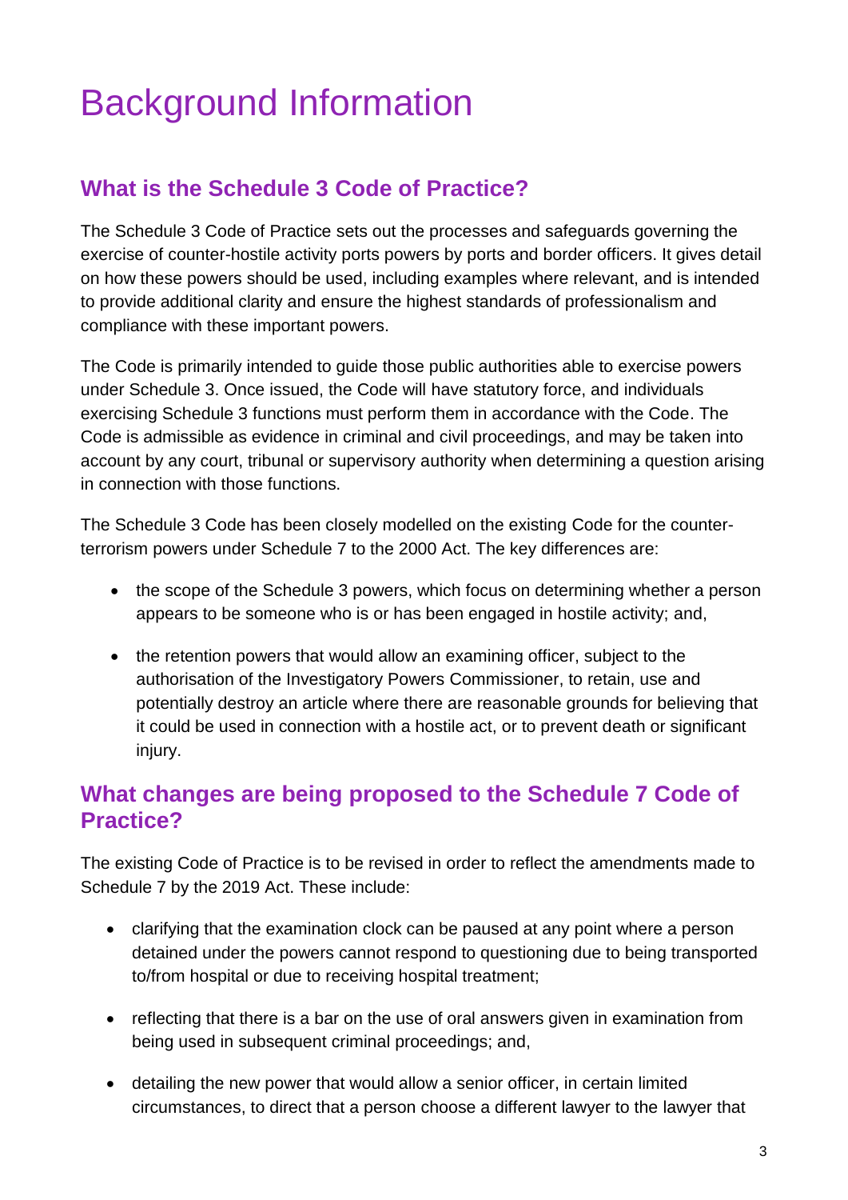# Background Information

## What is the Schedule 3 Code of Practice?

The Schedule 3 Code of Practice sets out the processes and safeguards governing the exercise of counter-hostile activity ports powers by ports and border officers. It gives detail on how these powers should be used, including examples where relevant, and is intended to provide additional clarity and ensure the highest standards of professionalism and compliance with these important powers.

The Code is primarily intended to guide those public authorities able to exercise powers under Schedule 3. Once issued, the Code will have statutory force, and individuals exercising Schedule 3 functions must perform them in accordance with the Code. The Code is admissible as evidence in criminal and civil proceedings, and may be taken into account by any court, tribunal or supervisory authority when determining a question arising in connection with those functions.

The Schedule 3 Code has been closely modelled on the existing Code for the counter-terrorism powers under Schedule 7 to the 2000 Act. The key differences are:

- the scope of the Schedule 3 powers, which focus on determining whether a person appears to be someone who is or has been engaged in hostile activity; and,
- the retention powers that would allow an examining officer, subject to the authorisation of the Investigatory Powers Commissioner, to retain, use and potentially destroy an article where there are reasonable grounds for believing that it could be used in connection with a hostile act, or to prevent death or significant injury.

## What changes are being proposed to the Schedule 7 Code of Practice?

The existing Code of Practice is to be revised in order to reflect the amendments made to Schedule 7 by the 2019 Act. These include:

- clarifying that the examination clock can be paused at any point where a person detained under the powers cannot respond to questioning due to being transported to/from hospital or due to receiving hospital treatment;
- reflecting that there is a bar on the use of oral answers given in examination from being used in subsequent criminal proceedings; and,
- detailing the new power that would allow a senior officer, in certain limited circumstances, to direct that a person choose a different lawyer to the lawyer that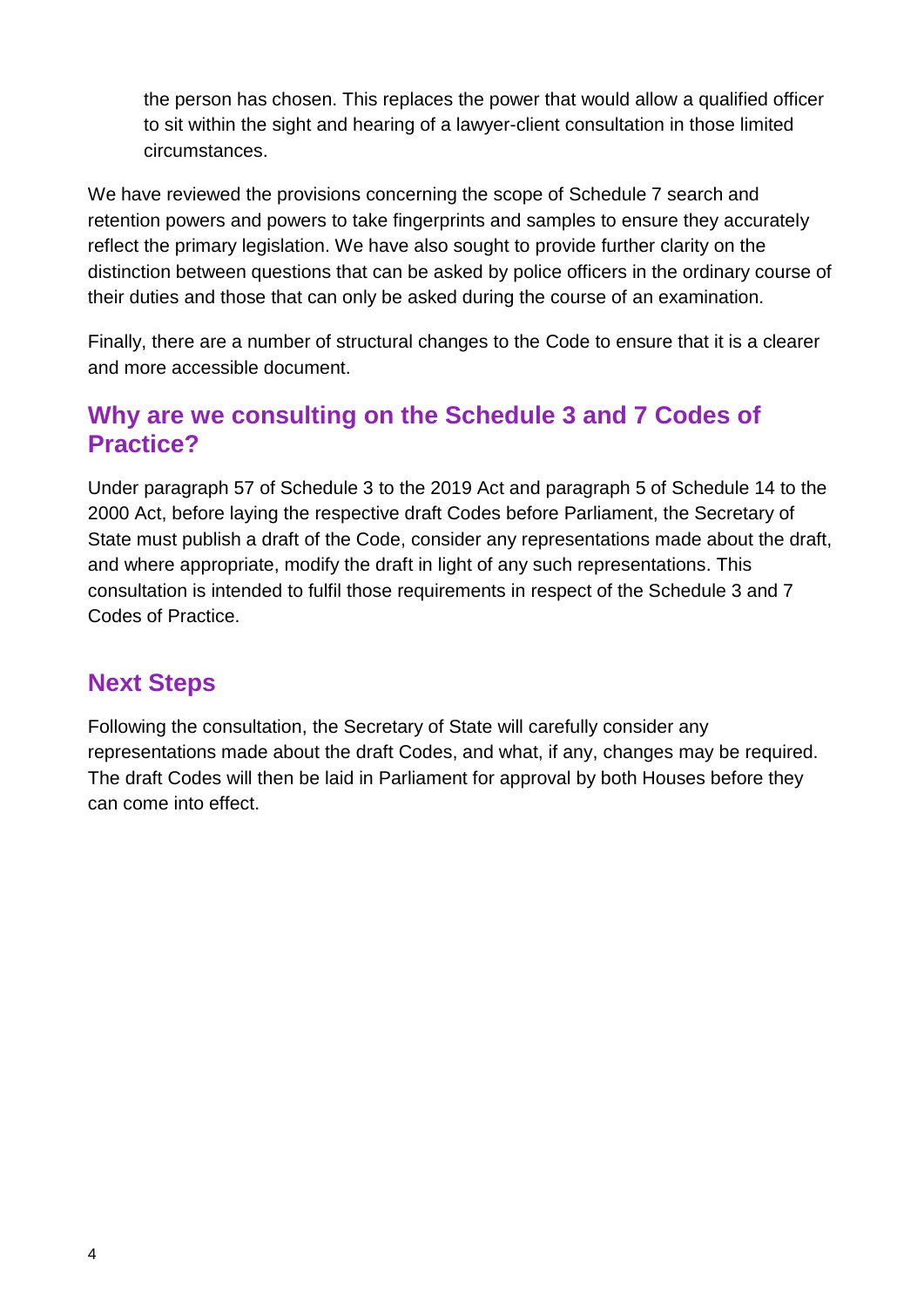the person has chosen. This replaces the power that would allow a qualified officer to sit within the sight and hearing of a lawyer-client consultation in those limited circumstances.

We have reviewed the provisions concerning the scope of Schedule 7 search and retention powers and powers to take fingerprints and samples to ensure they accurately reflect the primary legislation. We have also sought to provide further clarity on the distinction between questions that can be asked by police officers in the ordinary course of their duties and those that can only be asked during the course of an examination.

Finally, there are a number of structural changes to the Code to ensure that it is a clearer and more accessible document.

## Why are we consulting on the Schedule 3 and 7 Codes of Practice?

Under paragraph 57 of Schedule 3 to the 2019 Act and paragraph 5 of Schedule 14 to the 2000 Act, before laying the respective draft Codes before Parliament, the Secretary of State must publish a draft of the Code, consider any representations made about the draft, and where appropriate, modify the draft in light of any such representations. This consultation is intended to fulfil those requirements in respect of the Schedule 3 and 7 Codes of Practice.

## Next Steps

Following the consultation, the Secretary of State will carefully consider any representations made about the draft Codes, and what, if any, changes may be required. The draft Codes will then be laid in Parliament for approval by both Houses before they can come into effect.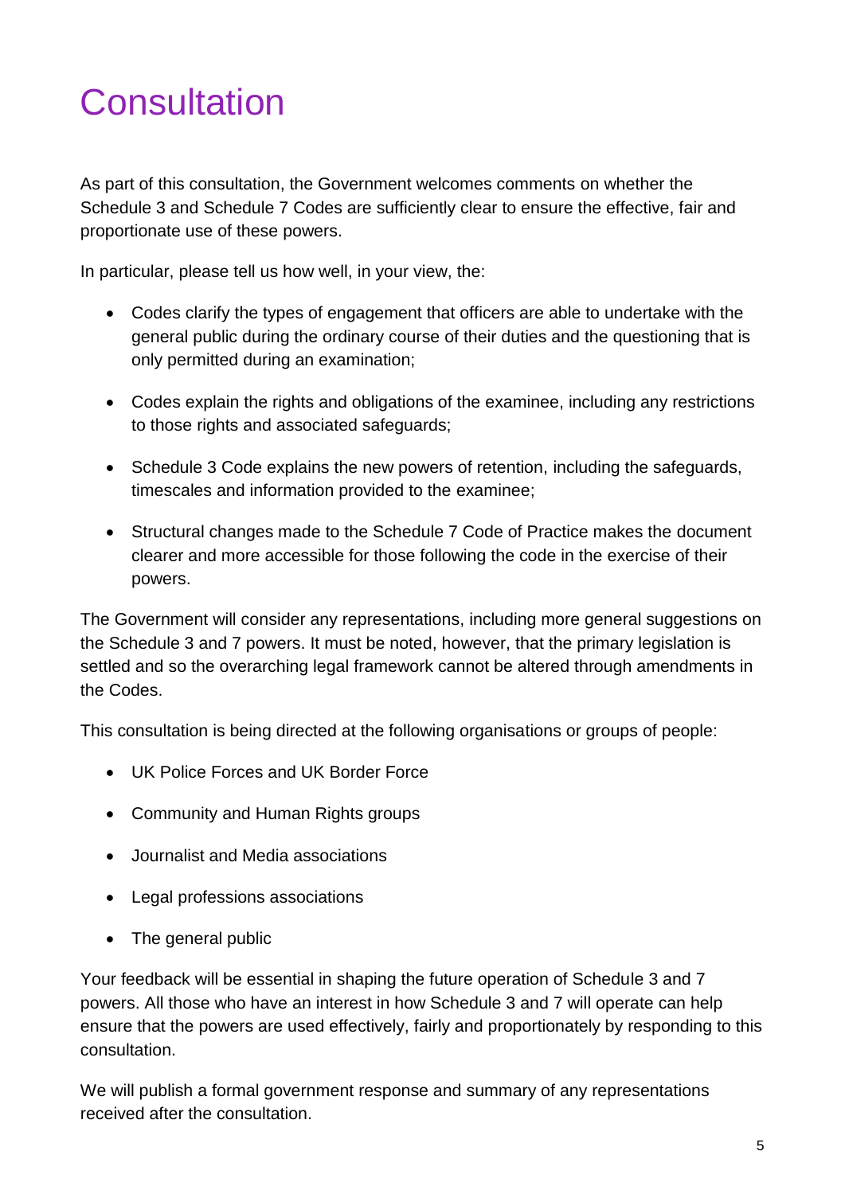# Consultation

As part of this consultation, the Government welcomes comments on whether the Schedule 3 and Schedule 7 Codes are sufficiently clear to ensure the effective, fair and proportionate use of these powers.

In particular, please tell us how well, in your view, the:

- Codes clarify the types of engagement that officers are able to undertake with the general public during the ordinary course of their duties and the questioning that is only permitted during an examination;
- Codes explain the rights and obligations of the examinee, including any restrictions to those rights and associated safeguards;
- Schedule 3 Code explains the new powers of retention, including the safeguards, timescales and information provided to the examinee;
- Structural changes made to the Schedule 7 Code of Practice makes the document clearer and more accessible for those following the code in the exercise of their powers.

The Government will consider any representations, including more general suggestions on the Schedule 3 and 7 powers. It must be noted, however, that the primary legislation is settled and so the overarching legal framework cannot be altered through amendments in the Codes.

This consultation is being directed at the following organisations or groups of people:

- UK Police Forces and UK Border Force
- Community and Human Rights groups
- Journalist and Media associations
- Legal professions associations
- The general public

Your feedback will be essential in shaping the future operation of Schedule 3 and 7 powers. All those who have an interest in how Schedule 3 and 7 will operate can help ensure that the powers are used effectively, fairly and proportionately by responding to this consultation.

We will publish a formal government response and summary of any representations received after the consultation.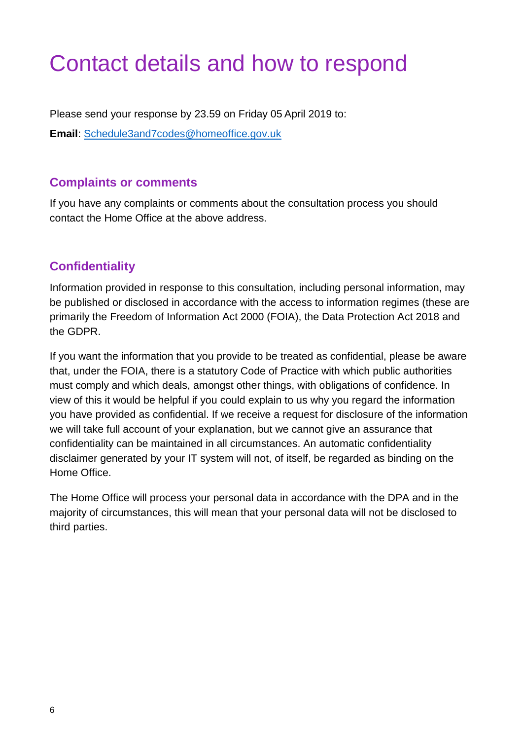# Contact details and how to respond

Please send your response by 23.59 on Friday 05 April 2019 to:

**Email**: [Schedule3and7codes@homeoffice.gov.uk](mailto:Schedule3and7codes@homeoffice.gov.uk)

## Complaints or comments

If you have any complaints or comments about the consultation process you should contact the Home Office at the above address.

## Confidentiality

Information provided in response to this consultation, including personal information, may be published or disclosed in accordance with the access to information regimes (these are primarily the Freedom of Information Act 2000 (FOIA), the Data Protection Act 2018 and the GDPR.

If you want the information that you provide to be treated as confidential, please be aware that, under the FOIA, there is a statutory Code of Practice with which public authorities must comply and which deals, amongst other things, with obligations of confidence. In view of this it would be helpful if you could explain to us why you regard the information you have provided as confidential. If we receive a request for disclosure of the information we will take full account of your explanation, but we cannot give an assurance that confidentiality can be maintained in all circumstances. An automatic confidentiality disclaimer generated by your IT system will not, of itself, be regarded as binding on the Home Office.

The Home Office will process your personal data in accordance with the DPA and in the majority of circumstances, this will mean that your personal data will not be disclosed to third parties.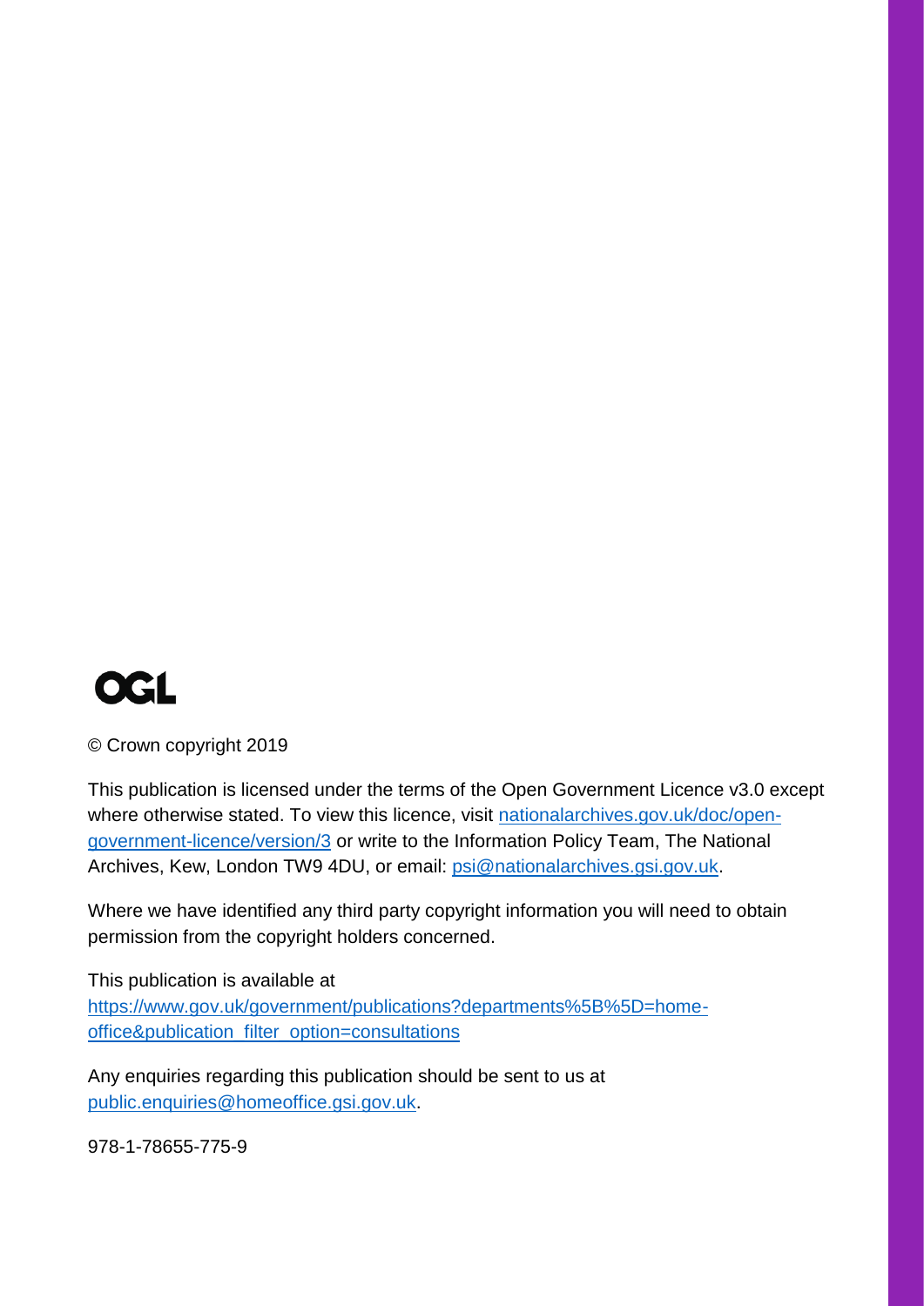OGL

© Crown copyright 2019

This publication is licensed under the terms of the Open Government Licence v3.0 except where otherwise stated. To view this licence, visit nationalarchives.gov.uk/doc/open-government-licence/version/3 or write to the Information Policy Team, The National Archives, Kew, London TW9 4DU, or email: psi@nationalarchives.gsi.gov.uk.

Where we have identified any third party copyright information you will need to obtain permission from the copyright holders concerned.

This publication is available at https://www.gov.uk/government/publications?departments%5B%5D=home-office&publication_filter_option=consultations

Any enquiries regarding this publication should be sent to us at public.enquiries@homeoffice.gsi.gov.uk.

978-1-78655-775-9